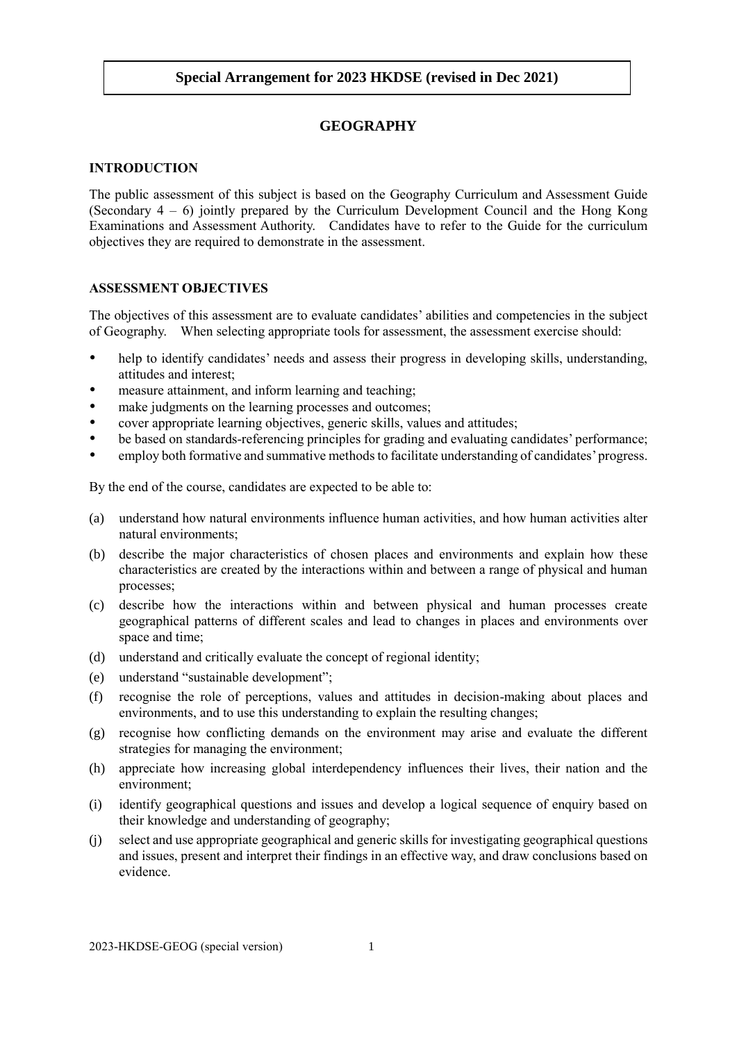**Special Arrangement for 2023 HKDSE (revised in Dec 2021)**

# GEOGRAPHY

## INTRODUCTION

The public assessment of this subject is based on the Geography Curriculum and Assessment Guide (Secondary 4 – 6) jointly prepared by the Curriculum Development Council and the Hong Kong Examinations and Assessment Authority. Candidates have to refer to the Guide for the curriculum objectives they are required to demonstrate in the assessment.

## ASSESSMENT OBJECTIVES

The objectives of this assessment are to evaluate candidates' abilities and competencies in the subject of Geography. When selecting appropriate tools for assessment, the assessment exercise should:

- help to identify candidates' needs and assess their progress in developing skills, understanding, attitudes and interest;
- measure attainment, and inform learning and teaching;
- make judgments on the learning processes and outcomes;
- cover appropriate learning objectives, generic skills, values and attitudes;
- be based on standards-referencing principles for grading and evaluating candidates' performance;
- employ both formative and summative methods to facilitate understanding of candidates' progress.

By the end of the course, candidates are expected to be able to:

(a) understand how natural environments influence human activities, and how human activities alter natural environments;

(b) describe the major characteristics of chosen places and environments and explain how these characteristics are created by the interactions within and between a range of physical and human processes;

(c) describe how the interactions within and between physical and human processes create geographical patterns of different scales and lead to changes in places and environments over space and time;

(d) understand and critically evaluate the concept of regional identity;

(e) understand "sustainable development";

(f) recognise the role of perceptions, values and attitudes in decision-making about places and environments, and to use this understanding to explain the resulting changes;

(g) recognise how conflicting demands on the environment may arise and evaluate the different strategies for managing the environment;

(h) appreciate how increasing global interdependency influences their lives, their nation and the environment;

(i) identify geographical questions and issues and develop a logical sequence of enquiry based on their knowledge and understanding of geography;

(j) select and use appropriate geographical and generic skills for investigating geographical questions and issues, present and interpret their findings in an effective way, and draw conclusions based on evidence.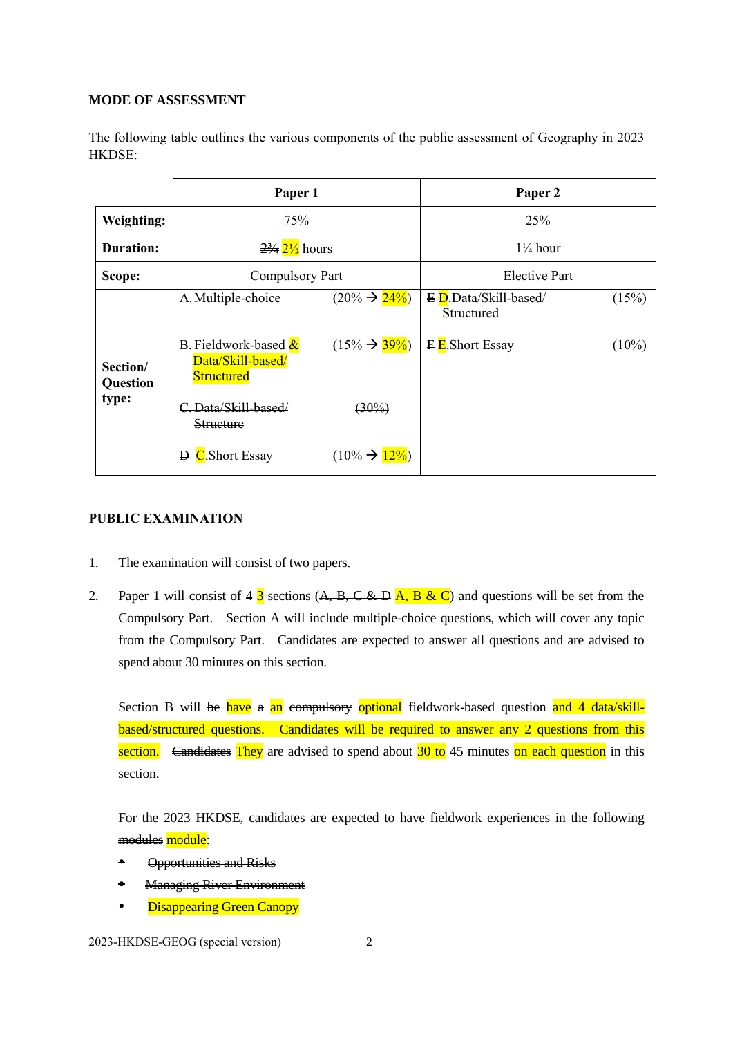**MODE OF ASSESSMENT**

The following table outlines the various components of the public assessment of Geography in 2023 HKDSE:

| | Paper 1 | | Paper 2 | |
|---|---|---|---|---|
| **Weighting:** | 75% | | 25% | |
| **Duration:** | ~~2¾~~ 2½ hours | | 1¼ hour | |
| **Scope:** | Compulsory Part | | Elective Part | |
| **Section/ Question type:** | A. Multiple-choice | (20% → 24%) | ~~E~~ D. Data/Skill-based/ Structured | (15%) |
| | B. Fieldwork-based & Data/Skill-based/ Structured | (15% → 39%) | ~~F~~ E. Short Essay | (10%) |
| | ~~C. Data/Skill-based/ Structure~~ | ~~(30%)~~ | | |
| | ~~D~~ C. Short Essay | (10% → 12%) | | |

**PUBLIC EXAMINATION**

1. The examination will consist of two papers.

2. Paper 1 will consist of ~~4~~ 3 sections (~~A, B, C & D~~ A, B & C) and questions will be set from the Compulsory Part. Section A will include multiple-choice questions, which will cover any topic from the Compulsory Part. Candidates are expected to answer all questions and are advised to spend about 30 minutes on this section.

   Section B will ~~be~~ have ~~a~~ an ~~compulsory~~ optional fieldwork-based question and 4 data/skill-based/structured questions. Candidates will be required to answer any 2 questions from this section. ~~Candidates~~ They are advised to spend about 30 to 45 minutes on each question in this section.

   For the 2023 HKDSE, candidates are expected to have fieldwork experiences in the following ~~modules~~ module:

   - ~~Opportunities and Risks~~
   - ~~Managing River Environment~~
   - Disappearing Green Canopy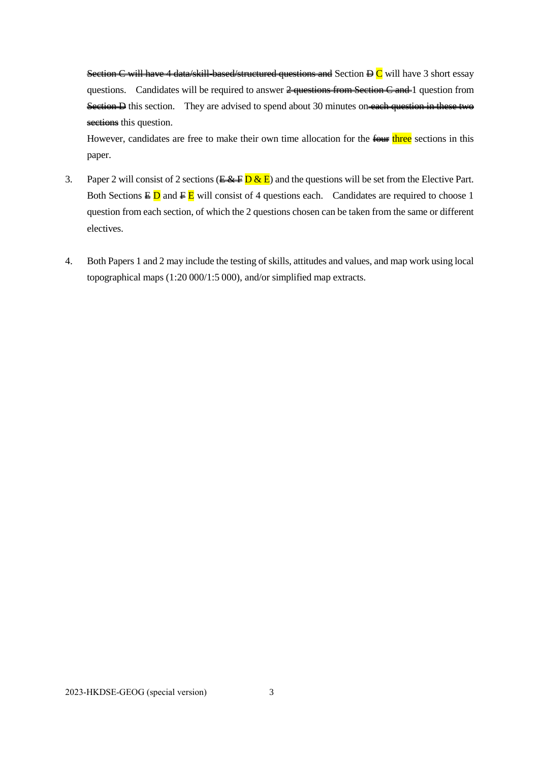~~Section C will have 4 data/skill-based/structured questions and~~ Section ~~D~~ C will have 3 short essay questions. Candidates will be required to answer ~~2 questions from Section C and~~ 1 question from ~~Section D~~ this section. They are advised to spend about 30 minutes on ~~each question in these two sections~~ this question.

However, candidates are free to make their own time allocation for the ~~four~~ three sections in this paper.

3. Paper 2 will consist of 2 sections (~~E & F~~ D & E) and the questions will be set from the Elective Part. Both Sections ~~E~~ D and ~~F~~ E will consist of 4 questions each. Candidates are required to choose 1 question from each section, of which the 2 questions chosen can be taken from the same or different electives.

4. Both Papers 1 and 2 may include the testing of skills, attitudes and values, and map work using local topographical maps (1:20 000/1:5 000), and/or simplified map extracts.